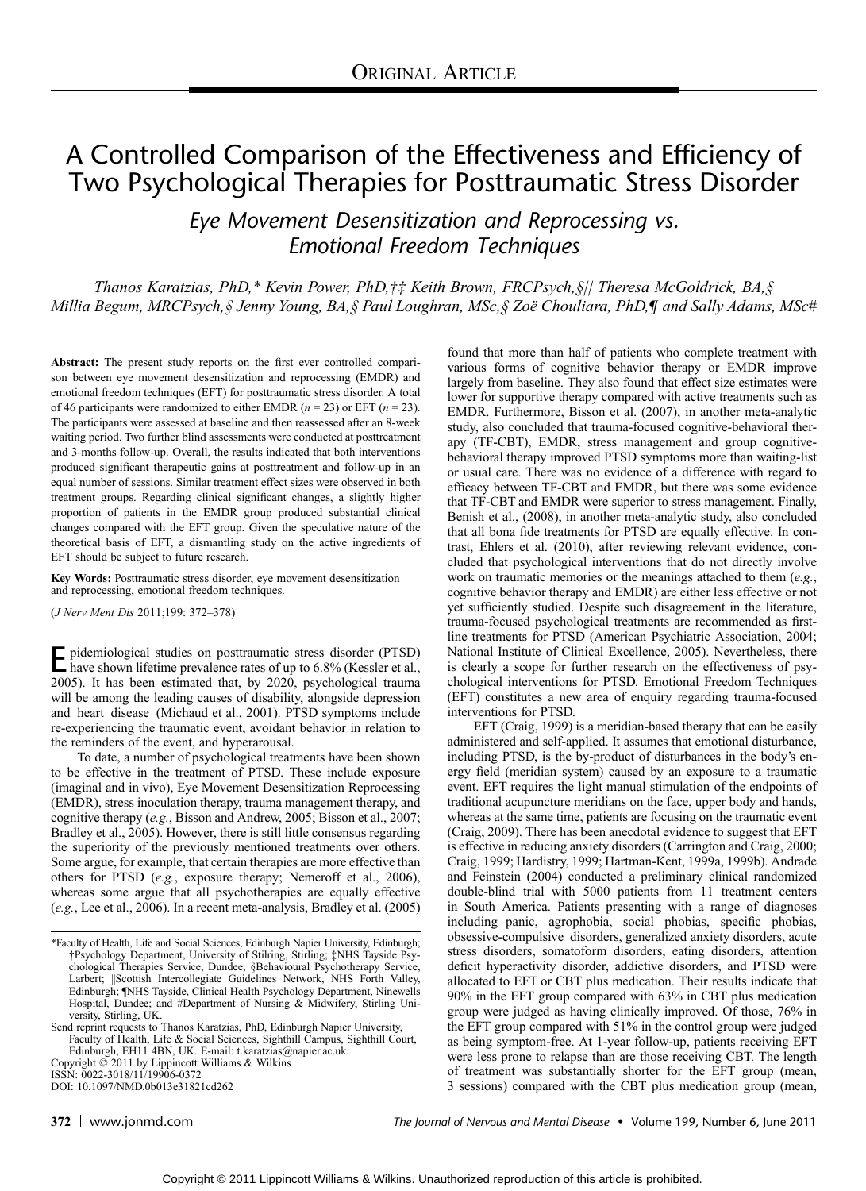ORIGINAL ARTICLE

# A Controlled Comparison of the Effectiveness and Efficiency of Two Psychological Therapies for Posttraumatic Stress Disorder

## *Eye Movement Desensitization and Reprocessing vs. Emotional Freedom Techniques*

*Thanos Karatzias, PhD,\* Kevin Power, PhD,†‡ Keith Brown, FRCPsych,§|| Theresa McGoldrick, BA,§ Millia Begum, MRCPsych,§ Jenny Young, BA,§ Paul Loughran, MSc,§ Zoë Chouliara, PhD,¶ and Sally Adams, MSc#*

**Abstract:** The present study reports on the first ever controlled comparison between eye movement desensitization and reprocessing (EMDR) and emotional freedom techniques (EFT) for posttraumatic stress disorder. A total of 46 participants were randomized to either EMDR ($n = 23$) or EFT ($n = 23$). The participants were assessed at baseline and then reassessed after an 8-week waiting period. Two further blind assessments were conducted at posttreatment and 3-months follow-up. Overall, the results indicated that both interventions produced significant therapeutic gains at posttreatment and follow-up in an equal number of sessions. Similar treatment effect sizes were observed in both treatment groups. Regarding clinical significant changes, a slightly higher proportion of patients in the EMDR group produced substantial clinical changes compared with the EFT group. Given the speculative nature of the theoretical basis of EFT, a dismantling study on the active ingredients of EFT should be subject to future research.

**Key Words:** Posttraumatic stress disorder, eye movement desensitization and reprocessing, emotional freedom techniques.

(*J Nerv Ment Dis* 2011;199: 372–378)

Epidemiological studies on posttraumatic stress disorder (PTSD) have shown lifetime prevalence rates of up to 6.8% (Kessler et al., 2005). It has been estimated that, by 2020, psychological trauma will be among the leading causes of disability, alongside depression and heart disease (Michaud et al., 2001). PTSD symptoms include re-experiencing the traumatic event, avoidant behavior in relation to the reminders of the event, and hyperarousal.

To date, a number of psychological treatments have been shown to be effective in the treatment of PTSD. These include exposure (imaginal and in vivo), Eye Movement Desensitization Reprocessing (EMDR), stress inoculation therapy, trauma management therapy, and cognitive therapy (*e.g.*, Bisson and Andrew, 2005; Bisson et al., 2007; Bradley et al., 2005). However, there is still little consensus regarding the superiority of the previously mentioned treatments over others. Some argue, for example, that certain therapies are more effective than others for PTSD (*e.g.*, exposure therapy; Nemeroff et al., 2006), whereas some argue that all psychotherapies are equally effective (*e.g.*, Lee et al., 2006). In a recent meta-analysis, Bradley et al. (2005) found that more than half of patients who complete treatment with various forms of cognitive behavior therapy or EMDR improve largely from baseline. They also found that effect size estimates were lower for supportive therapy compared with active treatments such as EMDR. Furthermore, Bisson et al. (2007), in another meta-analytic study, also concluded that trauma-focused cognitive-behavioral therapy (TF-CBT), EMDR, stress management and group cognitive-behavioral therapy improved PTSD symptoms more than waiting-list or usual care. There was no evidence of a difference with regard to efficacy between TF-CBT and EMDR, but there was some evidence that TF-CBT and EMDR were superior to stress management. Finally, Benish et al., (2008), in another meta-analytic study, also concluded that all bona fide treatments for PTSD are equally effective. In contrast, Ehlers et al. (2010), after reviewing relevant evidence, concluded that psychological interventions that do not directly involve work on traumatic memories or the meanings attached to them (*e.g.*, cognitive behavior therapy and EMDR) are either less effective or not yet sufficiently studied. Despite such disagreement in the literature, trauma-focused psychological treatments are recommended as first-line treatments for PTSD (American Psychiatric Association, 2004; National Institute of Clinical Excellence, 2005). Nevertheless, there is clearly a scope for further research on the effectiveness of psychological interventions for PTSD. Emotional Freedom Techniques (EFT) constitutes a new area of enquiry regarding trauma-focused interventions for PTSD.

EFT (Craig, 1999) is a meridian-based therapy that can be easily administered and self-applied. It assumes that emotional disturbance, including PTSD, is the by-product of disturbances in the body's energy field (meridian system) caused by an exposure to a traumatic event. EFT requires the light manual stimulation of the endpoints of traditional acupuncture meridians on the face, upper body and hands, whereas at the same time, patients are focusing on the traumatic event (Craig, 2009). There has been anecdotal evidence to suggest that EFT is effective in reducing anxiety disorders (Carrington and Craig, 2000; Craig, 1999; Hardistry, 1999; Hartman-Kent, 1999a, 1999b). Andrade and Feinstein (2004) conducted a preliminary clinical randomized double-blind trial with 5000 patients from 11 treatment centers in South America. Patients presenting with a range of diagnoses including panic, agrophobia, social phobias, specific phobias, obsessive-compulsive disorders, generalized anxiety disorders, acute stress disorders, somatoform disorders, eating disorders, attention deficit hyperactivity disorder, addictive disorders, and PTSD were allocated to EFT or CBT plus medication. Their results indicate that 90% in the EFT group compared with 63% in CBT plus medication group were judged as having clinically improved. Of those, 76% in the EFT group compared with 51% in the control group were judged as being symptom-free. At 1-year follow-up, patients receiving EFT were less prone to relapse than are those receiving CBT. The length of treatment was substantially shorter for the EFT group (mean, 3 sessions) compared with the CBT plus medication group (mean,

\*Faculty of Health, Life and Social Sciences, Edinburgh Napier University, Edinburgh; †Psychology Department, University of Stilring, Stirling; ‡NHS Tayside Psychological Therapies Service, Dundee; §Behavioural Psychotherapy Service, Larbert; ||Scottish Intercollegiate Guidelines Network, NHS Forth Valley, Edinburgh; ¶NHS Tayside, Clinical Health Psychology Department, Ninewells Hospital, Dundee; and #Department of Nursing & Midwifery, Stirling University, Stirling, UK.

Send reprint requests to Thanos Karatzias, PhD, Edinburgh Napier University, Faculty of Health, Life & Social Sciences, Sighthill Campus, Sighthill Court, Edinburgh, EH11 4BN, UK. E-mail: t.karatzias@napier.ac.uk.

Copyright © 2011 by Lippincott Williams & Wilkins

ISSN: 0022-3018/11/19906-0372

DOI: 10.1097/NMD.0b013e31821cd262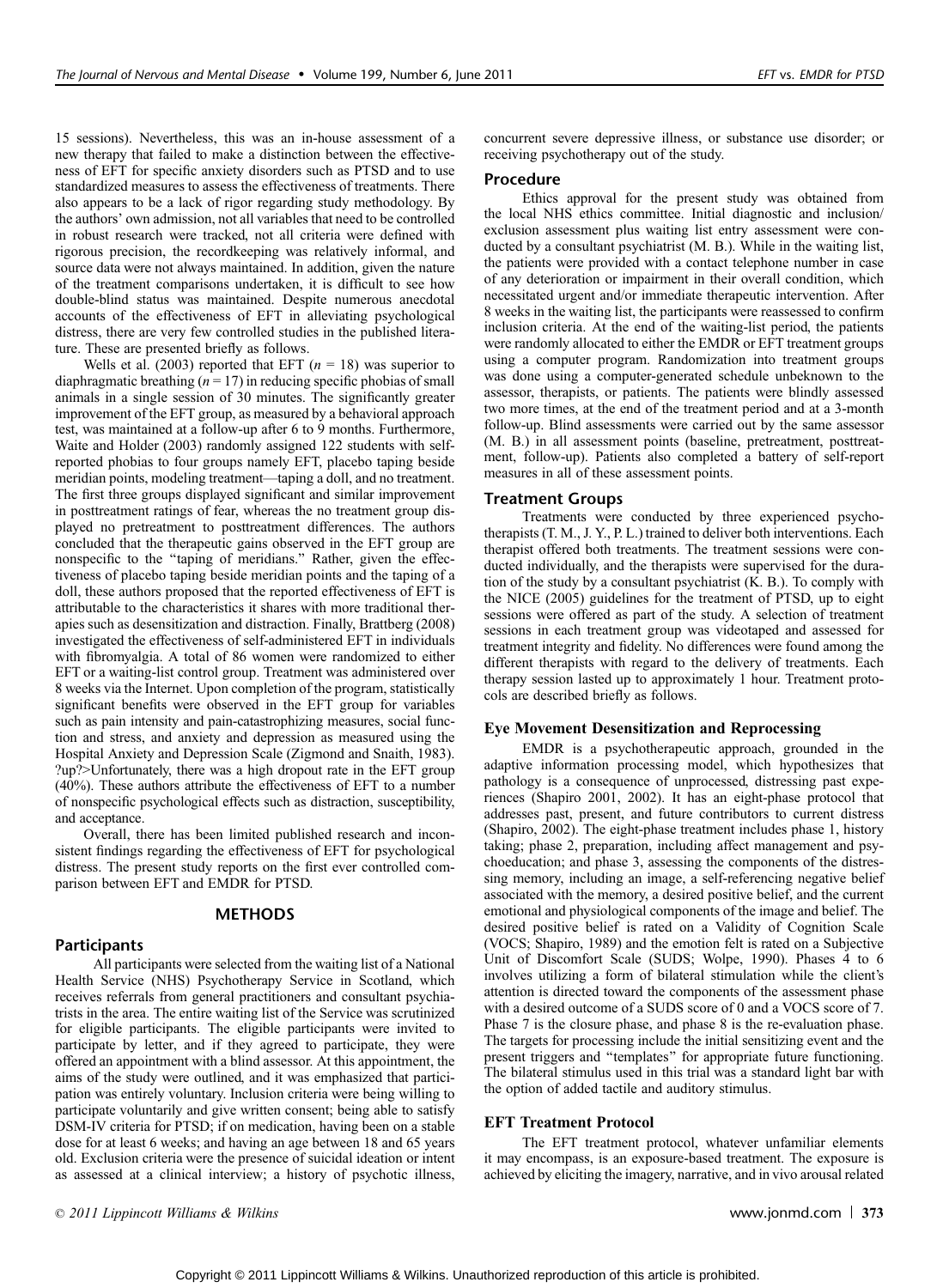15 sessions). Nevertheless, this was an in-house assessment of a new therapy that failed to make a distinction between the effectiveness of EFT for specific anxiety disorders such as PTSD and to use standardized measures to assess the effectiveness of treatments. There also appears to be a lack of rigor regarding study methodology. By the authors' own admission, not all variables that need to be controlled in robust research were tracked, not all criteria were defined with rigorous precision, the recordkeeping was relatively informal, and source data were not always maintained. In addition, given the nature of the treatment comparisons undertaken, it is difficult to see how double-blind status was maintained. Despite numerous anecdotal accounts of the effectiveness of EFT in alleviating psychological distress, there are very few controlled studies in the published literature. These are presented briefly as follows.

Wells et al. (2003) reported that EFT ($n$ = 18) was superior to diaphragmatic breathing ($n$ = 17) in reducing specific phobias of small animals in a single session of 30 minutes. The significantly greater improvement of the EFT group, as measured by a behavioral approach test, was maintained at a follow-up after 6 to 9 months. Furthermore, Waite and Holder (2003) randomly assigned 122 students with self-reported phobias to four groups namely EFT, placebo taping beside meridian points, modeling treatment—taping a doll, and no treatment. The first three groups displayed significant and similar improvement in posttreatment ratings of fear, whereas the no treatment group displayed no pretreatment to posttreatment differences. The authors concluded that the therapeutic gains observed in the EFT group are nonspecific to the "taping of meridians." Rather, given the effectiveness of placebo taping beside meridian points and the taping of a doll, these authors proposed that the reported effectiveness of EFT is attributable to the characteristics it shares with more traditional therapies such as desensitization and distraction. Finally, Brattberg (2008) investigated the effectiveness of self-administered EFT in individuals with fibromyalgia. A total of 86 women were randomized to either EFT or a waiting-list control group. Treatment was administered over 8 weeks via the Internet. Upon completion of the program, statistically significant benefits were observed in the EFT group for variables such as pain intensity and pain-catastrophizing measures, social function and stress, and anxiety and depression as measured using the Hospital Anxiety and Depression Scale (Zigmond and Snaith, 1983). ?up?>Unfortunately, there was a high dropout rate in the EFT group (40%). These authors attribute the effectiveness of EFT to a number of nonspecific psychological effects such as distraction, susceptibility, and acceptance.

Overall, there has been limited published research and inconsistent findings regarding the effectiveness of EFT for psychological distress. The present study reports on the first ever controlled comparison between EFT and EMDR for PTSD.

## METHODS

### Participants

All participants were selected from the waiting list of a National Health Service (NHS) Psychotherapy Service in Scotland, which receives referrals from general practitioners and consultant psychiatrists in the area. The entire waiting list of the Service was scrutinized for eligible participants. The eligible participants were invited to participate by letter, and if they agreed to participate, they were offered an appointment with a blind assessor. At this appointment, the aims of the study were outlined, and it was emphasized that participation was entirely voluntary. Inclusion criteria were being willing to participate voluntarily and give written consent; being able to satisfy DSM-IV criteria for PTSD; if on medication, having been on a stable dose for at least 6 weeks; and having an age between 18 and 65 years old. Exclusion criteria were the presence of suicidal ideation or intent as assessed at a clinical interview; a history of psychotic illness, concurrent severe depressive illness, or substance use disorder; or receiving psychotherapy out of the study.

### Procedure

Ethics approval for the present study was obtained from the local NHS ethics committee. Initial diagnostic and inclusion/exclusion assessment plus waiting list entry assessment were conducted by a consultant psychiatrist (M. B.). While in the waiting list, the patients were provided with a contact telephone number in case of any deterioration or impairment in their overall condition, which necessitated urgent and/or immediate therapeutic intervention. After 8 weeks in the waiting list, the participants were reassessed to confirm inclusion criteria. At the end of the waiting-list period, the patients were randomly allocated to either the EMDR or EFT treatment groups using a computer program. Randomization into treatment groups was done using a computer-generated schedule unbeknown to the assessor, therapists, or patients. The patients were blindly assessed two more times, at the end of the treatment period and at a 3-month follow-up. Blind assessments were carried out by the same assessor (M. B.) in all assessment points (baseline, pretreatment, posttreatment, follow-up). Patients also completed a battery of self-report measures in all of these assessment points.

### Treatment Groups

Treatments were conducted by three experienced psychotherapists (T. M., J. Y., P. L.) trained to deliver both interventions. Each therapist offered both treatments. The treatment sessions were conducted individually, and the therapists were supervised for the duration of the study by a consultant psychiatrist (K. B.). To comply with the NICE (2005) guidelines for the treatment of PTSD, up to eight sessions were offered as part of the study. A selection of treatment sessions in each treatment group was videotaped and assessed for treatment integrity and fidelity. No differences were found among the different therapists with regard to the delivery of treatments. Each therapy session lasted up to approximately 1 hour. Treatment protocols are described briefly as follows.

#### Eye Movement Desensitization and Reprocessing

EMDR is a psychotherapeutic approach, grounded in the adaptive information processing model, which hypothesizes that pathology is a consequence of unprocessed, distressing past experiences (Shapiro 2001, 2002). It has an eight-phase protocol that addresses past, present, and future contributors to current distress (Shapiro, 2002). The eight-phase treatment includes phase 1, history taking; phase 2, preparation, including affect management and psychoeducation; and phase 3, assessing the components of the distressing memory, including an image, a self-referencing negative belief associated with the memory, a desired positive belief, and the current emotional and physiological components of the image and belief. The desired positive belief is rated on a Validity of Cognition Scale (VOCS; Shapiro, 1989) and the emotion felt is rated on a Subjective Unit of Discomfort Scale (SUDS; Wolpe, 1990). Phases 4 to 6 involves utilizing a form of bilateral stimulation while the client's attention is directed toward the components of the assessment phase with a desired outcome of a SUDS score of 0 and a VOCS score of 7. Phase 7 is the closure phase, and phase 8 is the re-evaluation phase. The targets for processing include the initial sensitizing event and the present triggers and "templates" for appropriate future functioning. The bilateral stimulus used in this trial was a standard light bar with the option of added tactile and auditory stimulus.

#### EFT Treatment Protocol

The EFT treatment protocol, whatever unfamiliar elements it may encompass, is an exposure-based treatment. The exposure is achieved by eliciting the imagery, narrative, and in vivo arousal related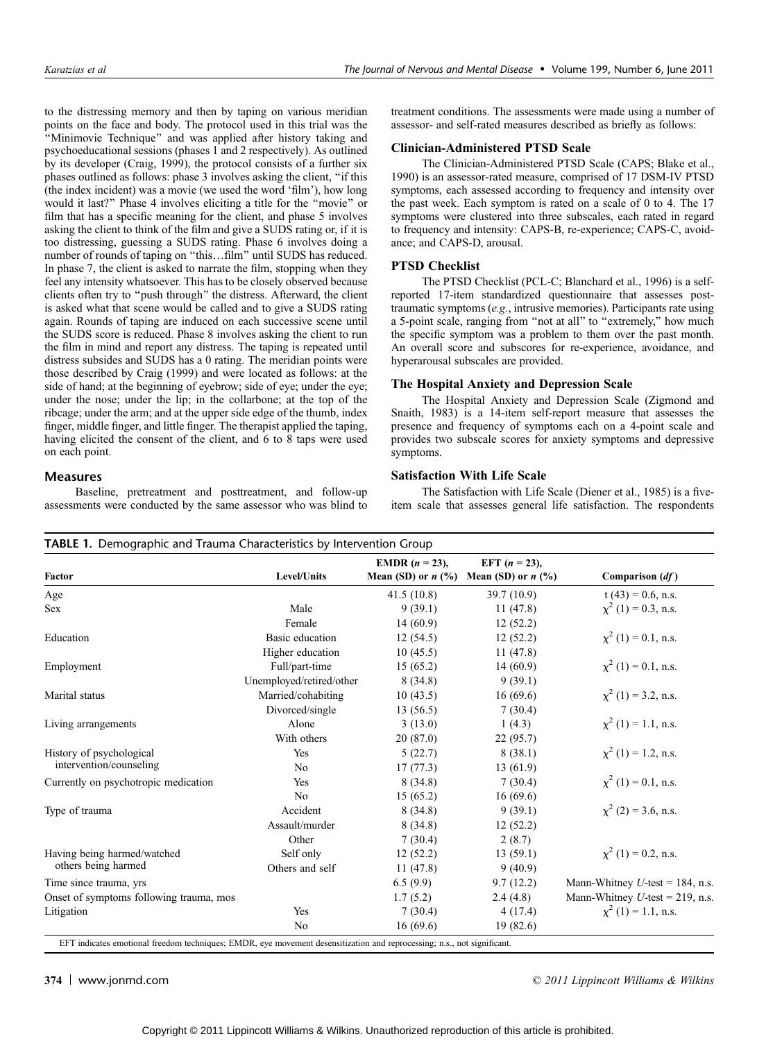to the distressing memory and then by taping on various meridian points on the face and body. The protocol used in this trial was the "Minimovie Technique" and was applied after history taking and psychoeducational sessions (phases 1 and 2 respectively). As outlined by its developer (Craig, 1999), the protocol consists of a further six phases outlined as follows: phase 3 involves asking the client, "if this (the index incident) was a movie (we used the word 'film'), how long would it last?" Phase 4 involves eliciting a title for the "movie" or film that has a specific meaning for the client, and phase 5 involves asking the client to think of the film and give a SUDS rating or, if it is too distressing, guessing a SUDS rating. Phase 6 involves doing a number of rounds of taping on "this…film" until SUDS has reduced. In phase 7, the client is asked to narrate the film, stopping when they feel any intensity whatsoever. This has to be closely observed because clients often try to "push through" the distress. Afterward, the client is asked what that scene would be called and to give a SUDS rating again. Rounds of taping are induced on each successive scene until the SUDS score is reduced. Phase 8 involves asking the client to run the film in mind and report any distress. The taping is repeated until distress subsides and SUDS has a 0 rating. The meridian points were those described by Craig (1999) and were located as follows: at the side of hand; at the beginning of eyebrow; side of eye; under the eye; under the nose; under the lip; in the collarbone; at the top of the ribcage; under the arm; and at the upper side edge of the thumb, index finger, middle finger, and little finger. The therapist applied the taping, having elicited the consent of the client, and 6 to 8 taps were used on each point.

## Measures

Baseline, pretreatment and posttreatment, and follow-up assessments were conducted by the same assessor who was blind to treatment conditions. The assessments were made using a number of assessor- and self-rated measures described as briefly as follows:

### Clinician-Administered PTSD Scale

The Clinician-Administered PTSD Scale (CAPS; Blake et al., 1990) is an assessor-rated measure, comprised of 17 DSM-IV PTSD symptoms, each assessed according to frequency and intensity over the past week. Each symptom is rated on a scale of 0 to 4. The 17 symptoms were clustered into three subscales, each rated in regard to frequency and intensity: CAPS-B, re-experience; CAPS-C, avoidance; and CAPS-D, arousal.

### PTSD Checklist

The PTSD Checklist (PCL-C; Blanchard et al., 1996) is a self-reported 17-item standardized questionnaire that assesses post-traumatic symptoms (*e.g.*, intrusive memories). Participants rate using a 5-point scale, ranging from "not at all" to "extremely," how much the specific symptom was a problem to them over the past month. An overall score and subscores for re-experience, avoidance, and hyperarousal subscales are provided.

### The Hospital Anxiety and Depression Scale

The Hospital Anxiety and Depression Scale (Zigmond and Snaith, 1983) is a 14-item self-report measure that assesses the presence and frequency of symptoms each on a 4-point scale and provides two subscale scores for anxiety symptoms and depressive symptoms.

### Satisfaction With Life Scale

The Satisfaction with Life Scale (Diener et al., 1985) is a five-item scale that assesses general life satisfaction. The respondents

**TABLE 1.** Demographic and Trauma Characteristics by Intervention Group

| Factor | Level/Units | EMDR ($n$ = 23), Mean (SD) or $n$ (%) | EFT ($n$ = 23), Mean (SD) or $n$ (%) | Comparison ($df$) |
|---|---|---|---|---|
| Age | | 41.5 (10.8) | 39.7 (10.9) | t (43) = 0.6, n.s. |
| Sex | Male | 9 (39.1) | 11 (47.8) | $\chi^2$ (1) = 0.3, n.s. |
| | Female | 14 (60.9) | 12 (52.2) | |
| Education | Basic education | 12 (54.5) | 12 (52.2) | $\chi^2$ (1) = 0.1, n.s. |
| | Higher education | 10 (45.5) | 11 (47.8) | |
| Employment | Full/part-time | 15 (65.2) | 14 (60.9) | $\chi^2$ (1) = 0.1, n.s. |
| | Unemployed/retired/other | 8 (34.8) | 9 (39.1) | |
| Marital status | Married/cohabiting | 10 (43.5) | 16 (69.6) | $\chi^2$ (1) = 3.2, n.s. |
| | Divorced/single | 13 (56.5) | 7 (30.4) | |
| Living arrangements | Alone | 3 (13.0) | 1 (4.3) | $\chi^2$ (1) = 1.1, n.s. |
| | With others | 20 (87.0) | 22 (95.7) | |
| History of psychological intervention/counseling | Yes | 5 (22.7) | 8 (38.1) | $\chi^2$ (1) = 1.2, n.s. |
| | No | 17 (77.3) | 13 (61.9) | |
| Currently on psychotropic medication | Yes | 8 (34.8) | 7 (30.4) | $\chi^2$ (1) = 0.1, n.s. |
| | No | 15 (65.2) | 16 (69.6) | |
| Type of trauma | Accident | 8 (34.8) | 9 (39.1) | $\chi^2$ (2) = 3.6, n.s. |
| | Assault/murder | 8 (34.8) | 12 (52.2) | |
| | Other | 7 (30.4) | 2 (8.7) | |
| Having being harmed/watched others being harmed | Self only | 12 (52.2) | 13 (59.1) | $\chi^2$ (1) = 0.2, n.s. |
| | Others and self | 11 (47.8) | 9 (40.9) | |
| Time since trauma, yrs | | 6.5 (9.9) | 9.7 (12.2) | Mann-Whitney $U$-test = 184, n.s. |
| Onset of symptoms following trauma, mos | | 1.7 (5.2) | 2.4 (4.8) | Mann-Whitney $U$-test = 219, n.s. |
| Litigation | Yes | 7 (30.4) | 4 (17.4) | $\chi^2$ (1) = 1.1, n.s. |
| | No | 16 (69.6) | 19 (82.6) | |

EFT indicates emotional freedom techniques; EMDR, eye movement desensitization and reprocessing; n.s., not significant.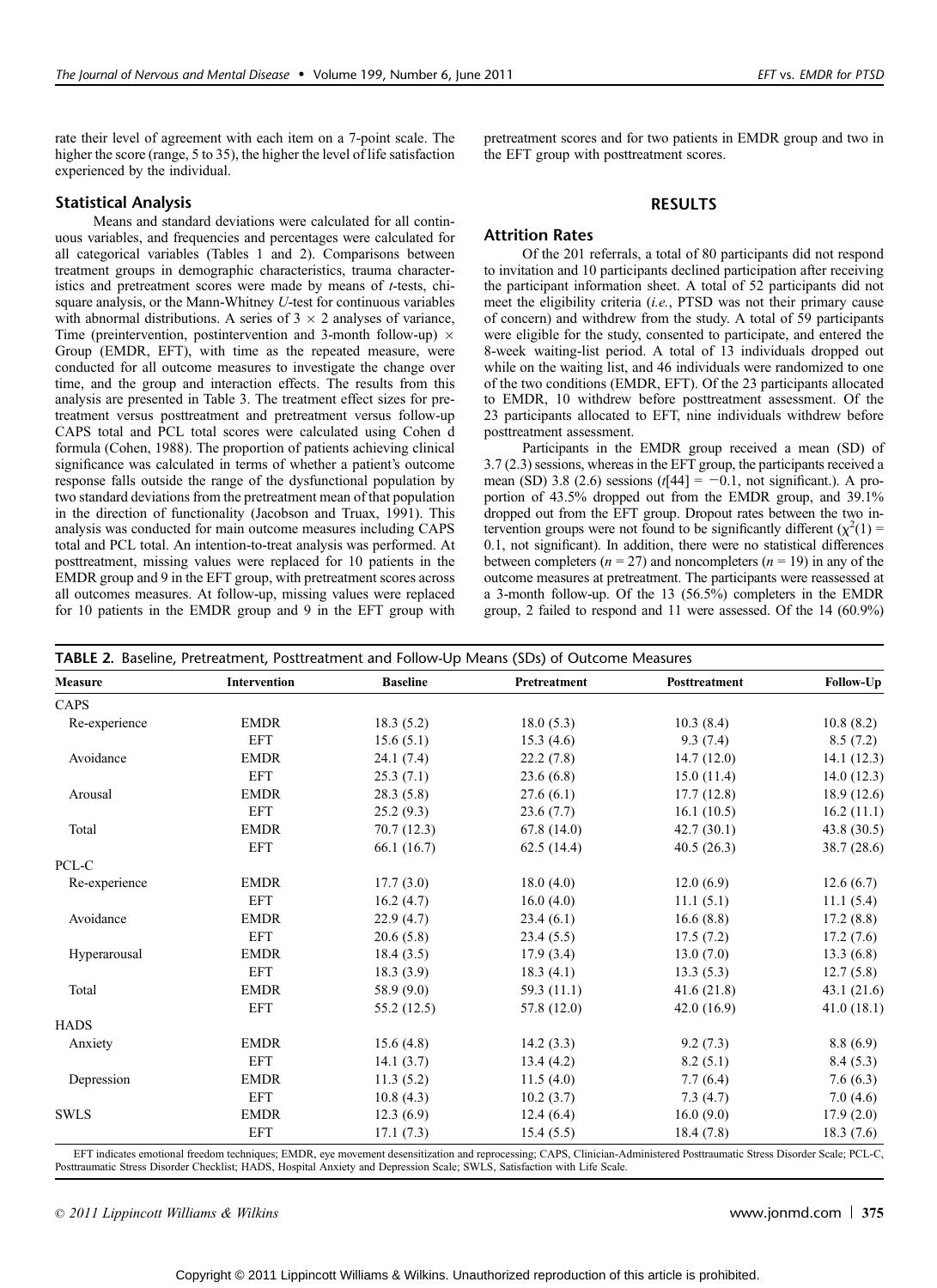rate their level of agreement with each item on a 7-point scale. The higher the score (range, 5 to 35), the higher the level of life satisfaction experienced by the individual.

### Statistical Analysis

Means and standard deviations were calculated for all continuous variables, and frequencies and percentages were calculated for all categorical variables (Tables 1 and 2). Comparisons between treatment groups in demographic characteristics, trauma characteristics and pretreatment scores were made by means of *t*-tests, chi-square analysis, or the Mann-Whitney *U*-test for continuous variables with abnormal distributions. A series of $3 \times 2$ analyses of variance, Time (preintervention, postintervention and 3-month follow-up) $\times$ Group (EMDR, EFT), with time as the repeated measure, were conducted for all outcome measures to investigate the change over time, and the group and interaction effects. The results from this analysis are presented in Table 3. The treatment effect sizes for pretreatment versus posttreatment and pretreatment versus follow-up CAPS total and PCL total scores were calculated using Cohen d formula (Cohen, 1988). The proportion of patients achieving clinical significance was calculated in terms of whether a patient's outcome response falls outside the range of the dysfunctional population by two standard deviations from the pretreatment mean of that population in the direction of functionality (Jacobson and Truax, 1991). This analysis was conducted for main outcome measures including CAPS total and PCL total. An intention-to-treat analysis was performed. At posttreatment, missing values were replaced for 10 patients in the EMDR group and 9 in the EFT group, with pretreatment scores across all outcomes measures. At follow-up, missing values were replaced for 10 patients in the EMDR group and 9 in the EFT group with pretreatment scores and for two patients in EMDR group and two in the EFT group with posttreatment scores.

## RESULTS

### Attrition Rates

Of the 201 referrals, a total of 80 participants did not respond to invitation and 10 participants declined participation after receiving the participant information sheet. A total of 52 participants did not meet the eligibility criteria (*i.e.*, PTSD was not their primary cause of concern) and withdrew from the study. A total of 59 participants were eligible for the study, consented to participate, and entered the 8-week waiting-list period. A total of 13 individuals dropped out while on the waiting list, and 46 individuals were randomized to one of the two conditions (EMDR, EFT). Of the 23 participants allocated to EMDR, 10 withdrew before posttreatment assessment. Of the 23 participants allocated to EFT, nine individuals withdrew before posttreatment assessment.

Participants in the EMDR group received a mean (SD) of 3.7 (2.3) sessions, whereas in the EFT group, the participants received a mean (SD) 3.8 (2.6) sessions ($t[44] = -0.1$, not significant.). A proportion of 43.5% dropped out from the EMDR group, and 39.1% dropped out from the EFT group. Dropout rates between the two intervention groups were not found to be significantly different ($\chi^2(1) = 0.1$, not significant). In addition, there were no statistical differences between completers ($n = 27$) and noncompleters ($n = 19$) in any of the outcome measures at pretreatment. The participants were reassessed at a 3-month follow-up. Of the 13 (56.5%) completers in the EMDR group, 2 failed to respond and 11 were assessed. Of the 14 (60.9%)

**TABLE 2.** Baseline, Pretreatment, Posttreatment and Follow-Up Means (SDs) of Outcome Measures

| Measure | Intervention | Baseline | Pretreatment | Posttreatment | Follow-Up |
|---|---|---|---|---|---|
| CAPS | | | | | |
| Re-experience | EMDR | 18.3 (5.2) | 18.0 (5.3) | 10.3 (8.4) | 10.8 (8.2) |
| | EFT | 15.6 (5.1) | 15.3 (4.6) | 9.3 (7.4) | 8.5 (7.2) |
| Avoidance | EMDR | 24.1 (7.4) | 22.2 (7.8) | 14.7 (12.0) | 14.1 (12.3) |
| | EFT | 25.3 (7.1) | 23.6 (6.8) | 15.0 (11.4) | 14.0 (12.3) |
| Arousal | EMDR | 28.3 (5.8) | 27.6 (6.1) | 17.7 (12.8) | 18.9 (12.6) |
| | EFT | 25.2 (9.3) | 23.6 (7.7) | 16.1 (10.5) | 16.2 (11.1) |
| Total | EMDR | 70.7 (12.3) | 67.8 (14.0) | 42.7 (30.1) | 43.8 (30.5) |
| | EFT | 66.1 (16.7) | 62.5 (14.4) | 40.5 (26.3) | 38.7 (28.6) |
| PCL-C | | | | | |
| Re-experience | EMDR | 17.7 (3.0) | 18.0 (4.0) | 12.0 (6.9) | 12.6 (6.7) |
| | EFT | 16.2 (4.7) | 16.0 (4.0) | 11.1 (5.1) | 11.1 (5.4) |
| Avoidance | EMDR | 22.9 (4.7) | 23.4 (6.1) | 16.6 (8.8) | 17.2 (8.8) |
| | EFT | 20.6 (5.8) | 23.4 (5.5) | 17.5 (7.2) | 17.2 (7.6) |
| Hyperarousal | EMDR | 18.4 (3.5) | 17.9 (3.4) | 13.0 (7.0) | 13.3 (6.8) |
| | EFT | 18.3 (3.9) | 18.3 (4.1) | 13.3 (5.3) | 12.7 (5.8) |
| Total | EMDR | 58.9 (9.0) | 59.3 (11.1) | 41.6 (21.8) | 43.1 (21.6) |
| | EFT | 55.2 (12.5) | 57.8 (12.0) | 42.0 (16.9) | 41.0 (18.1) |
| HADS | | | | | |
| Anxiety | EMDR | 15.6 (4.8) | 14.2 (3.3) | 9.2 (7.3) | 8.8 (6.9) |
| | EFT | 14.1 (3.7) | 13.4 (4.2) | 8.2 (5.1) | 8.4 (5.3) |
| Depression | EMDR | 11.3 (5.2) | 11.5 (4.0) | 7.7 (6.4) | 7.6 (6.3) |
| | EFT | 10.8 (4.3) | 10.2 (3.7) | 7.3 (4.7) | 7.0 (4.6) |
| SWLS | EMDR | 12.3 (6.9) | 12.4 (6.4) | 16.0 (9.0) | 17.9 (2.0) |
| | EFT | 17.1 (7.3) | 15.4 (5.5) | 18.4 (7.8) | 18.3 (7.6) |

EFT indicates emotional freedom techniques; EMDR, eye movement desensitization and reprocessing; CAPS, Clinician-Administered Posttraumatic Stress Disorder Scale; PCL-C, Posttraumatic Stress Disorder Checklist; HADS, Hospital Anxiety and Depression Scale; SWLS, Satisfaction with Life Scale.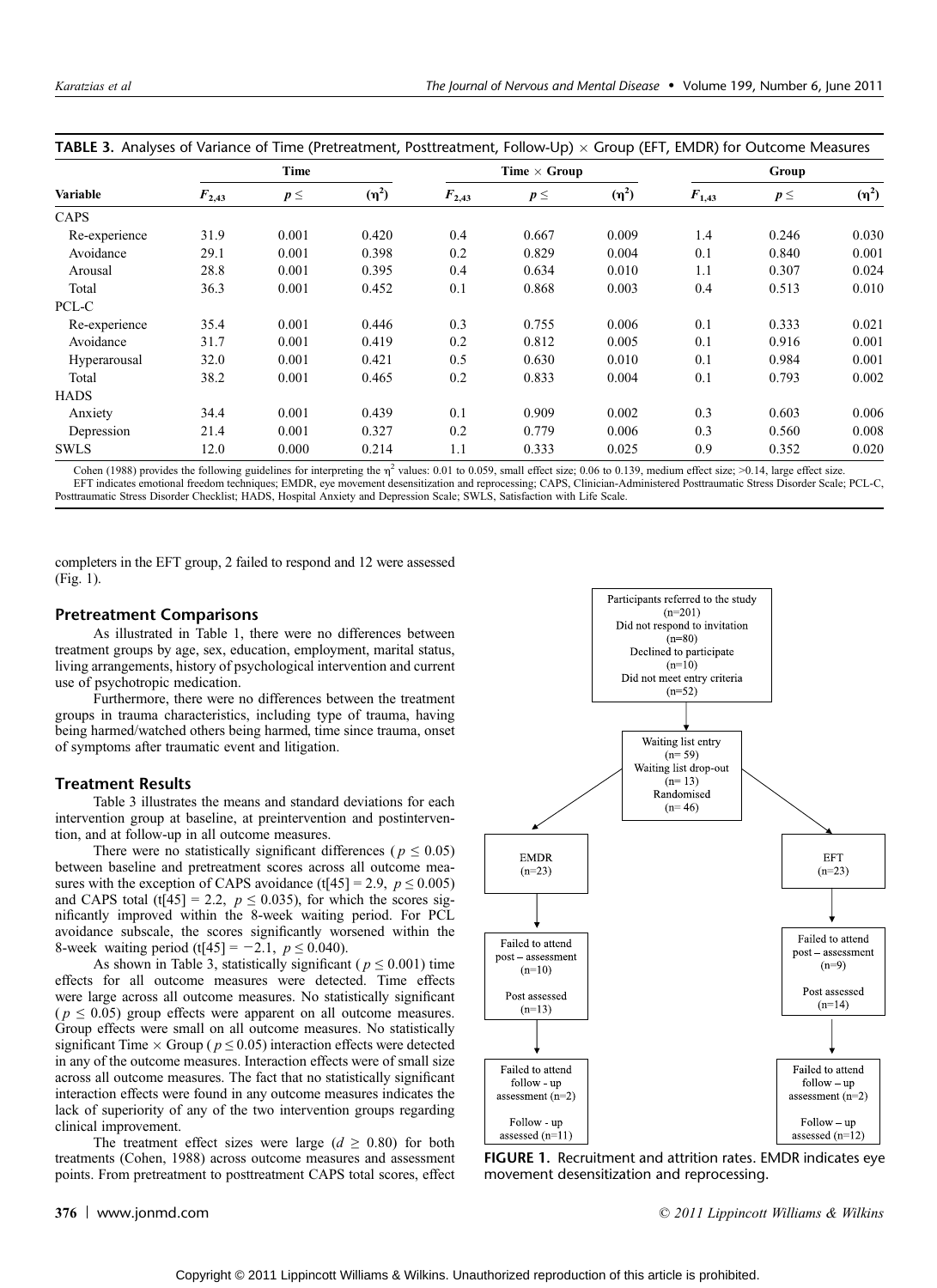**TABLE 3.** Analyses of Variance of Time (Pretreatment, Posttreatment, Follow-Up) × Group (EFT, EMDR) for Outcome Measures

| Variable | Time | | | Time × Group | | | Group | | |
|---|---|---|---|---|---|---|---|---|---|
| | $F_{2,43}$ | $p \leq$ | ($\eta^2$) | $F_{2,43}$ | $p \leq$ | ($\eta^2$) | $F_{1,43}$ | $p \leq$ | ($\eta^2$) |
| CAPS | | | | | | | | | |
| Re-experience | 31.9 | 0.001 | 0.420 | 0.4 | 0.667 | 0.009 | 1.4 | 0.246 | 0.030 |
| Avoidance | 29.1 | 0.001 | 0.398 | 0.2 | 0.829 | 0.004 | 0.1 | 0.840 | 0.001 |
| Arousal | 28.8 | 0.001 | 0.395 | 0.4 | 0.634 | 0.010 | 1.1 | 0.307 | 0.024 |
| Total | 36.3 | 0.001 | 0.452 | 0.1 | 0.868 | 0.003 | 0.4 | 0.513 | 0.010 |
| PCL-C | | | | | | | | | |
| Re-experience | 35.4 | 0.001 | 0.446 | 0.3 | 0.755 | 0.006 | 0.1 | 0.333 | 0.021 |
| Avoidance | 31.7 | 0.001 | 0.419 | 0.2 | 0.812 | 0.005 | 0.1 | 0.916 | 0.001 |
| Hyperarousal | 32.0 | 0.001 | 0.421 | 0.5 | 0.630 | 0.010 | 0.1 | 0.984 | 0.001 |
| Total | 38.2 | 0.001 | 0.465 | 0.2 | 0.833 | 0.004 | 0.1 | 0.793 | 0.002 |
| HADS | | | | | | | | | |
| Anxiety | 34.4 | 0.001 | 0.439 | 0.1 | 0.909 | 0.002 | 0.3 | 0.603 | 0.006 |
| Depression | 21.4 | 0.001 | 0.327 | 0.2 | 0.779 | 0.006 | 0.3 | 0.560 | 0.008 |
| SWLS | 12.0 | 0.000 | 0.214 | 1.1 | 0.333 | 0.025 | 0.9 | 0.352 | 0.020 |

Cohen (1988) provides the following guidelines for interpreting the $\eta^2$ values: 0.01 to 0.059, small effect size; 0.06 to 0.139, medium effect size; >0.14, large effect size.
EFT indicates emotional freedom techniques; EMDR, eye movement desensitization and reprocessing; CAPS, Clinician-Administered Posttraumatic Stress Disorder Scale; PCL-C, Posttraumatic Stress Disorder Checklist; HADS, Hospital Anxiety and Depression Scale; SWLS, Satisfaction with Life Scale.

completers in the EFT group, 2 failed to respond and 12 were assessed (Fig. 1).

## Pretreatment Comparisons

As illustrated in Table 1, there were no differences between treatment groups by age, sex, education, employment, marital status, living arrangements, history of psychological intervention and current use of psychotropic medication.

Furthermore, there were no differences between the treatment groups in trauma characteristics, including type of trauma, having being harmed/watched others being harmed, time since trauma, onset of symptoms after traumatic event and litigation.

## Treatment Results

Table 3 illustrates the means and standard deviations for each intervention group at baseline, at preintervention and postintervention, and at follow-up in all outcome measures.

There were no statistically significant differences ($p \leq 0.05$) between baseline and pretreatment scores across all outcome measures with the exception of CAPS avoidance ($t[45] = 2.9$, $p \leq 0.005$) and CAPS total ($t[45] = 2.2$, $p \leq 0.035$), for which the scores significantly improved within the 8-week waiting period. For PCL avoidance subscale, the scores significantly worsened within the 8-week waiting period ($t[45] = -2.1$, $p \leq 0.040$).

As shown in Table 3, statistically significant ($p \leq 0.001$) time effects for all outcome measures were detected. Time effects were large across all outcome measures. No statistically significant ($p \leq 0.05$) group effects were apparent on all outcome measures. Group effects were small on all outcome measures. No statistically significant Time × Group ($p \leq 0.05$) interaction effects were detected in any of the outcome measures. Interaction effects were of small size across all outcome measures. The fact that no statistically significant interaction effects were found in any outcome measures indicates the lack of superiority of any of the two intervention groups regarding clinical improvement.

The treatment effect sizes were large ($d \geq 0.80$) for both treatments (Cohen, 1988) across outcome measures and assessment points. From pretreatment to posttreatment CAPS total scores, effect

Participants referred to the study (n=201)
Did not respond to invitation (n=80)
Declined to participate (n=10)
Did not meet entry criteria (n=52)

Waiting list entry (n= 59)
Waiting list drop-out (n= 13)
Randomised (n= 46)

EMDR (n=23) | EFT (n=23)

Failed to attend post – assessment (n=10); Post assessed (n=13) | Failed to attend post – assessment (n=9); Post assessed (n=14)

Failed to attend follow - up assessment (n=2); Follow - up assessed (n=11) | Failed to attend follow – up assessment (n=2); Follow – up assessed (n=12)

**FIGURE 1.** Recruitment and attrition rates. EMDR indicates eye movement desensitization and reprocessing.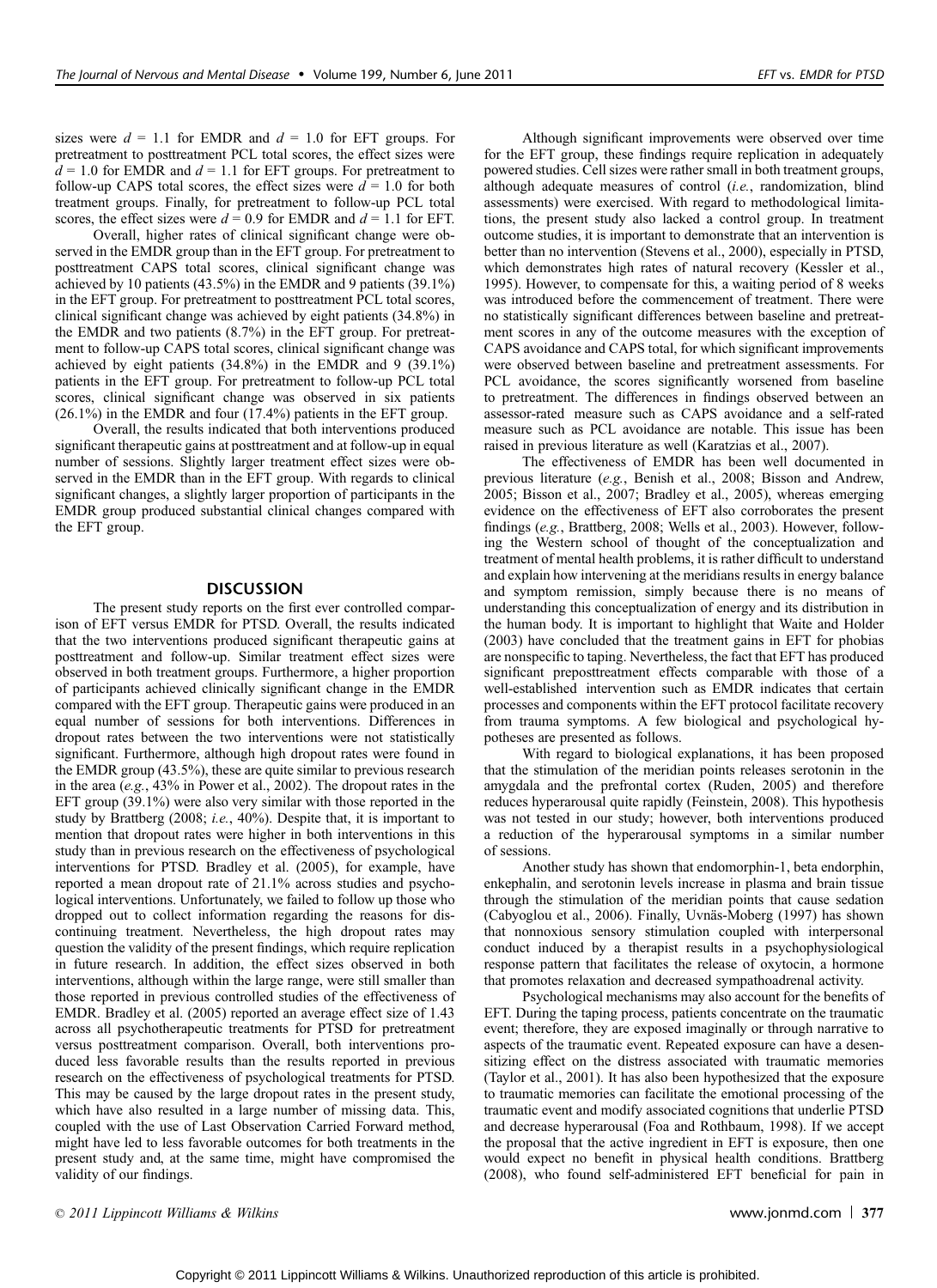sizes were $d = 1.1$ for EMDR and $d = 1.0$ for EFT groups. For pretreatment to posttreatment PCL total scores, the effect sizes were $d = 1.0$ for EMDR and $d = 1.1$ for EFT groups. For pretreatment to follow-up CAPS total scores, the effect sizes were $d = 1.0$ for both treatment groups. Finally, for pretreatment to follow-up PCL total scores, the effect sizes were $d = 0.9$ for EMDR and $d = 1.1$ for EFT.

Overall, higher rates of clinical significant change were observed in the EMDR group than in the EFT group. For pretreatment to posttreatment CAPS total scores, clinical significant change was achieved by 10 patients (43.5%) in the EMDR and 9 patients (39.1%) in the EFT group. For pretreatment to posttreatment PCL total scores, clinical significant change was achieved by eight patients (34.8%) in the EMDR and two patients (8.7%) in the EFT group. For pretreatment to follow-up CAPS total scores, clinical significant change was achieved by eight patients (34.8%) in the EMDR and 9 (39.1%) patients in the EFT group. For pretreatment to follow-up PCL total scores, clinical significant change was observed in six patients (26.1%) in the EMDR and four (17.4%) patients in the EFT group.

Overall, the results indicated that both interventions produced significant therapeutic gains at posttreatment and at follow-up in equal number of sessions. Slightly larger treatment effect sizes were observed in the EMDR than in the EFT group. With regards to clinical significant changes, a slightly larger proportion of participants in the EMDR group produced substantial clinical changes compared with the EFT group.

## DISCUSSION

The present study reports on the first ever controlled comparison of EFT versus EMDR for PTSD. Overall, the results indicated that the two interventions produced significant therapeutic gains at posttreatment and follow-up. Similar treatment effect sizes were observed in both treatment groups. Furthermore, a higher proportion of participants achieved clinically significant change in the EMDR compared with the EFT group. Therapeutic gains were produced in an equal number of sessions for both interventions. Differences in dropout rates between the two interventions were not statistically significant. Furthermore, although high dropout rates were found in the EMDR group (43.5%), these are quite similar to previous research in the area (*e.g.*, 43% in Power et al., 2002). The dropout rates in the EFT group (39.1%) were also very similar with those reported in the study by Brattberg (2008; *i.e.*, 40%). Despite that, it is important to mention that dropout rates were higher in both interventions in this study than in previous research on the effectiveness of psychological interventions for PTSD. Bradley et al. (2005), for example, have reported a mean dropout rate of 21.1% across studies and psychological interventions. Unfortunately, we failed to follow up those who dropped out to collect information regarding the reasons for discontinuing treatment. Nevertheless, the high dropout rates may question the validity of the present findings, which require replication in future research. In addition, the effect sizes observed in both interventions, although within the large range, were still smaller than those reported in previous controlled studies of the effectiveness of EMDR. Bradley et al. (2005) reported an average effect size of 1.43 across all psychotherapeutic treatments for PTSD for pretreatment versus posttreatment comparison. Overall, both interventions produced less favorable results than the results reported in previous research on the effectiveness of psychological treatments for PTSD. This may be caused by the large dropout rates in the present study, which have also resulted in a large number of missing data. This, coupled with the use of Last Observation Carried Forward method, might have led to less favorable outcomes for both treatments in the present study and, at the same time, might have compromised the validity of our findings.

Although significant improvements were observed over time for the EFT group, these findings require replication in adequately powered studies. Cell sizes were rather small in both treatment groups, although adequate measures of control (*i.e.*, randomization, blind assessments) were exercised. With regard to methodological limitations, the present study also lacked a control group. In treatment outcome studies, it is important to demonstrate that an intervention is better than no intervention (Stevens et al., 2000), especially in PTSD, which demonstrates high rates of natural recovery (Kessler et al., 1995). However, to compensate for this, a waiting period of 8 weeks was introduced before the commencement of treatment. There were no statistically significant differences between baseline and pretreatment scores in any of the outcome measures with the exception of CAPS avoidance and CAPS total, for which significant improvements were observed between baseline and pretreatment assessments. For PCL avoidance, the scores significantly worsened from baseline to pretreatment. The differences in findings observed between an assessor-rated measure such as CAPS avoidance and a self-rated measure such as PCL avoidance are notable. This issue has been raised in previous literature as well (Karatzias et al., 2007).

The effectiveness of EMDR has been well documented in previous literature (*e.g.*, Benish et al., 2008; Bisson and Andrew, 2005; Bisson et al., 2007; Bradley et al., 2005), whereas emerging evidence on the effectiveness of EFT also corroborates the present findings (*e.g.*, Brattberg, 2008; Wells et al., 2003). However, following the Western school of thought of the conceptualization and treatment of mental health problems, it is rather difficult to understand and explain how intervening at the meridians results in energy balance and symptom remission, simply because there is no means of understanding this conceptualization of energy and its distribution in the human body. It is important to highlight that Waite and Holder (2003) have concluded that the treatment gains in EFT for phobias are nonspecific to taping. Nevertheless, the fact that EFT has produced significant preposttreatment effects comparable with those of a well-established intervention such as EMDR indicates that certain processes and components within the EFT protocol facilitate recovery from trauma symptoms. A few biological and psychological hypotheses are presented as follows.

With regard to biological explanations, it has been proposed that the stimulation of the meridian points releases serotonin in the amygdala and the prefrontal cortex (Ruden, 2005) and therefore reduces hyperarousal quite rapidly (Feinstein, 2008). This hypothesis was not tested in our study; however, both interventions produced a reduction of the hyperarousal symptoms in a similar number of sessions.

Another study has shown that endomorphin-1, beta endorphin, enkephalin, and serotonin levels increase in plasma and brain tissue through the stimulation of the meridian points that cause sedation (Cabyoglu et al., 2006). Finally, Uvnäs-Moberg (1997) has shown that nonnoxious sensory stimulation coupled with interpersonal conduct induced by a therapist results in a psychophysiological response pattern that facilitates the release of oxytocin, a hormone that promotes relaxation and decreased sympathoadrenal activity.

Psychological mechanisms may also account for the benefits of EFT. During the taping process, patients concentrate on the traumatic event; therefore, they are exposed imaginally or through narrative to aspects of the traumatic event. Repeated exposure can have a desensitizing effect on the distress associated with traumatic memories (Taylor et al., 2001). It has also been hypothesized that the exposure to traumatic memories can facilitate the emotional processing of the traumatic event and modify associated cognitions that underlie PTSD and decrease hyperarousal (Foa and Rothbaum, 1998). If we accept the proposal that the active ingredient in EFT is exposure, then one would expect no benefit in physical health conditions. Brattberg (2008), who found self-administered EFT beneficial for pain in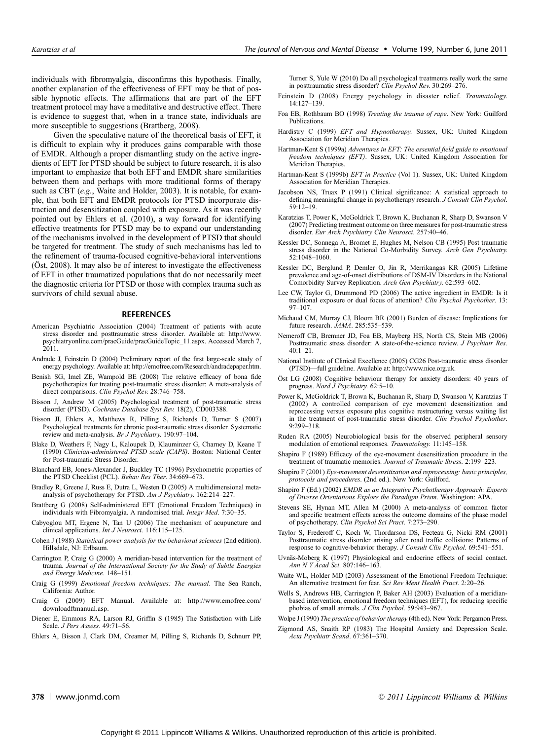individuals with fibromyalgia, disconfirms this hypothesis. Finally, another explanation of the effectiveness of EFT may be that of possible hypnotic effects. The affirmations that are part of the EFT treatment protocol may have a meditative and destructive effect. There is evidence to suggest that, when in a trance state, individuals are more susceptible to suggestions (Brattberg, 2008).

Given the speculative nature of the theoretical basis of EFT, it is difficult to explain why it produces gains comparable with those of EMDR. Although a proper dismantling study on the active ingredients of EFT for PTSD should be subject to future research, it is also important to emphasize that both EFT and EMDR share similarities between them and perhaps with more traditional forms of therapy such as CBT (*e.g.*, Waite and Holder, 2003). It is notable, for example, that both EFT and EMDR protocols for PTSD incorporate distraction and desensitization coupled with exposure. As it was recently pointed out by Ehlers et al. (2010), a way forward for identifying effective treatments for PTSD may be to expand our understanding of the mechanisms involved in the development of PTSD that should be targeted for treatment. The study of such mechanisms has led to the refinement of trauma-focused cognitive-behavioral interventions (Öst, 2008). It may also be of interest to investigate the effectiveness of EFT in other traumatized populations that do not necessarily meet the diagnostic criteria for PTSD or those with complex trauma such as survivors of child sexual abuse.

## REFERENCES

American Psychiatric Association (2004) Treatment of patients with acute stress disorder and posttraumatic stress disorder. Available at: http://www.psychiatryonline.com/pracGuide/pracGuideTopic_11.aspx. Accessed March 7, 2011.

Andrade J, Feinstein D (2004) Preliminary report of the first large-scale study of energy psychology. Available at: http://emofree.com/Research/andradepaper.htm.

Benish SG, Imel ZE, Wampold BE (2008) The relative efficacy of bona fide psychotherapies for treating post-traumatic stress disorder: A meta-analysis of direct comparisons. *Clin Psychol Rev.* 28:746–758.

Bisson J, Andrew M (2005) Psychological treatment of post-traumatic stress disorder (PTSD). *Cochrane Database Syst Rev.* 18(2), CD003388.

Bisson JI, Ehlers A, Matthews R, Pilling S, Richards D, Turner S (2007) Psychological treatments for chronic post-traumatic stress disorder. Systematic review and meta-analysis. *Br J Psychiatry.* 190:97–104.

Blake D, Weathers F, Nagy L, Kaloupek D, Klauminzer G, Charney D, Keane T (1990) *Clinician-administered PTSD scale (CAPS)*. Boston: National Center for Post-traumatic Stress Disorder.

Blanchard EB, Jones-Alexander J, Buckley TC (1996) Psychometric properties of the PTSD Checklist (PCL). *Behav Res Ther*. 34:669–673.

Bradley R, Greene J, Russ E, Dutra L, Westen D (2005) A multidimensional meta-analysis of psychotherapy for PTSD. *Am J Psychiatry.* 162:214–227.

Brattberg G (2008) Self-administered EFT (Emotional Freedom Techniques) in individuals with Fibromyalgia. A randomised trial. *Integr Med*. 7:30–35.

Cabyoglou MT, Ergene N, Tan U (2006) The mechanism of acupuncture and clinical applications. *Int J Neurosci*. 116:115–125.

Cohen J (1988) *Statistical power analysis for the behavioral sciences* (2nd edition). Hillsdale, NJ: Erlbaum.

Carrington P, Craig G (2000) A meridian-based intervention for the treatment of trauma. *Journal of the International Society for the Study of Subtle Energies and Energy Medicine*. 148–151.

Craig G (1999) *Emotional freedom techniques: The manual*. The Sea Ranch, California: Author.

Craig G (2009) EFT Manual. Available at: http://www.emofree.com/downloadftmanual.asp.

Diener E, Emmons RA, Larson RJ, Griffin S (1985) The Satisfaction with Life Scale. *J Pers Assess*. 49:71–56.

Ehlers A, Bisson J, Clark DM, Creamer M, Pilling S, Richards D, Schnurr PP, Turner S, Yule W (2010) Do all psychological treatments really work the same in posttraumatic stress disorder? *Clin Psychol Rev.* 30:269–276.

Feinstein D (2008) Energy psychology in disaster relief. *Traumatology.* 14:127–139.

Foa EB, Rothbaum BO (1998) *Treating the trauma of rape*. New York: Guilford Publications.

Hardistry C (1999) *EFT and Hypnotherapy.* Sussex, UK: United Kingdom Association for Meridian Therapies.

Hartman-Kent S (1999a) *Adventures in EFT: The essential field guide to emotional freedom techniques (EFT)*. Sussex, UK: United Kingdom Association for Meridian Therapies.

Hartman-Kent S (1999b) *EFT in Practice* (Vol 1). Sussex, UK: United Kingdom Association for Meridian Therapies.

Jacobson NS, Truax P (1991) Clinical significance: A statistical approach to defining meaningful change in psychotherapy research. *J Consult Clin Psychol*. 59:12–19.

Karatzias T, Power K, McGoldrick T, Brown K, Buchanan R, Sharp D, Swanson V (2007) Predicting treatment outcome on three measures for post-traumatic stress disorder. *Eur Arch Psychiatry Clin Neurosci*. 257:40–46.

Kessler DC, Sonnega A, Bromet E, Hughes M, Nelson CB (1995) Post traumatic stress disorder in the National Co-Morbidity Survey. *Arch Gen Psychiatry.* 52:1048–1060.

Kessler DC, Berglund P, Demler O, Jin R, Merrikangas KR (2005) Lifetime prevalence and age-of-onset distributions of DSM-IV Disorders in the National Comorbidity Survey Replication. *Arch Gen Psychiatry.* 62:593–602.

Lee CW, Taylor G, Drummond PD (2006) The active ingredient in EMDR: Is it traditional exposure or dual focus of attention? *Clin Psychol Psychother*. 13: 97–107.

Michaud CM, Murray CJ, Bloom BR (2001) Burden of disease: Implications for future research. *JAMA*. 285:535–539.

Nemeroff CB, Bremner JD, Foa EB, Mayberg HS, North CS, Stein MB (2006) Posttraumatic stress disorder: A state-of-the-science review. *J Psychiatr Res*. 40:1–21.

National Institute of Clinical Excellence (2005) CG26 Post-traumatic stress disorder (PTSD)—full guideline. Available at: http://www.nice.org.uk.

Öst LG (2008) Cognitive behaviour therapy for anxiety disorders: 40 years of progress. *Nord J Psychiatry.* 62:5–10.

Power K, McGoldrick T, Brown K, Buchanan R, Sharp D, Swanson V, Karatzias T (2002) A controlled comparison of eye movement desensitization and reprocessing versus exposure plus cognitive restructuring versus waiting list in the treatment of post-traumatic stress disorder. *Clin Psychol Psychother*. 9:299–318.

Ruden RA (2005) Neurobiological basis for the observed peripheral sensory modulation of emotional responses. *Traumatology.* 11:145–158.

Shapiro F (1989) Efficacy of the eye-movement desensitization procedure in the treatment of traumatic memories. *Journal of Traumatic Stress*. 2:199–223.

Shapiro F (2001) *Eye-movement desensitization and reprocessing: basic principles, protocols and procedures*. (2nd ed.). New York: Guilford.

Shapiro F (Ed.) (2002) *EMDR as an Integrative Psychotherapy Approach: Experts of Diverse Orientations Explore the Paradigm Prism*. Washington: APA.

Stevens SE, Hynan MT, Allen M (2000) A meta-analysis of common factor and specific treatment effects across the outcome domains of the phase model of psychotherapy. *Clin Psychol Sci Pract*. 7:273–290.

Taylor S, Frederoff C, Koch W, Thordarson DS, Fecteau G, Nicki RM (2001) Posttraumatic stress disorder arising after road traffic collisions: Patterns of response to cognitive-behavior therapy. *J Consult Clin Psychol*. 69:541–551.

Uvnäs-Moberg K (1997) Physiological and endocrine effects of social contact. *Ann N Y Acad Sci*. 807:146–163.

Waite WL, Holder MD (2003) Assessment of the Emotional Freedom Technique: An alternative treatment for fear. *Sci Rev Ment Health Pract*. 2:20–26.

Wells S, Andrews HB, Carrington P, Baker AH (2003) Evaluation of a meridian-based intervention, emotional freedom techniques (EFT), for reducing specific phobias of small animals. *J Clin Psychol*. 59:943–967.

Wolpe J (1990) *The practice of behavior therapy* (4th ed). New York: Pergamon Press.

Zigmond AS, Snaith RP (1983) The Hospital Anxiety and Depression Scale. *Acta Psychiatr Scand*. 67:361–370.